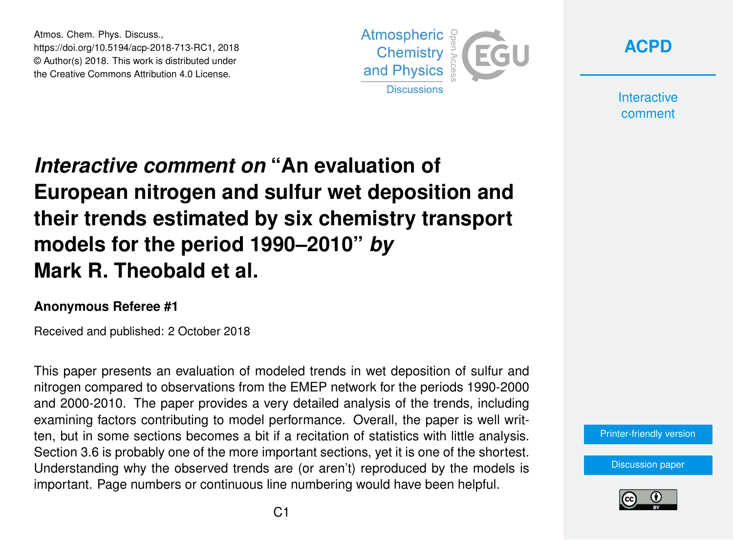Atmos. Chem. Phys. Discuss.,
https://doi.org/10.5194/acp-2018-713-RC1, 2018
© Author(s) 2018. This work is distributed under
the Creative Commons Attribution 4.0 License.

# *Interactive comment on* "An evaluation of European nitrogen and sulfur wet deposition and their trends estimated by six chemistry transport models for the period 1990–2010" *by* Mark R. Theobald et al.

**Anonymous Referee #1**

Received and published: 2 October 2018

This paper presents an evaluation of modeled trends in wet deposition of sulfur and nitrogen compared to observations from the EMEP network for the periods 1990-2000 and 2000-2010. The paper provides a very detailed analysis of the trends, including examining factors contributing to model performance. Overall, the paper is well written, but in some sections becomes a bit if a recitation of statistics with little analysis. Section 3.6 is probably one of the more important sections, yet it is one of the shortest. Understanding why the observed trends are (or aren't) reproduced by the models is important. Page numbers or continuous line numbering would have been helpful.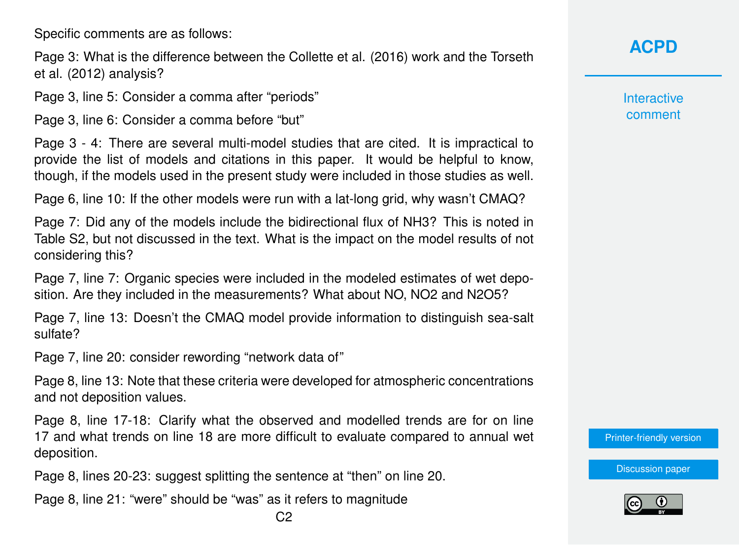Specific comments are as follows:

Page 3: What is the difference between the Collette et al. (2016) work and the Torseth et al. (2012) analysis?

Page 3, line 5: Consider a comma after "periods"

Page 3, line 6: Consider a comma before "but"

Page 3 - 4: There are several multi-model studies that are cited. It is impractical to provide the list of models and citations in this paper. It would be helpful to know, though, if the models used in the present study were included in those studies as well.

Page 6, line 10: If the other models were run with a lat-long grid, why wasn't CMAQ?

Page 7: Did any of the models include the bidirectional flux of $NH_3$? This is noted in Table S2, but not discussed in the text. What is the impact on the model results of not considering this?

Page 7, line 7: Organic species were included in the modeled estimates of wet deposition. Are they included in the measurements? What about NO, $NO_2$ and $N_2O_5$?

Page 7, line 13: Doesn't the CMAQ model provide information to distinguish sea-salt sulfate?

Page 7, line 20: consider rewording "network data of"

Page 8, line 13: Note that these criteria were developed for atmospheric concentrations and not deposition values.

Page 8, line 17-18: Clarify what the observed and modelled trends are for on line 17 and what trends on line 18 are more difficult to evaluate compared to annual wet deposition.

Page 8, lines 20-23: suggest splitting the sentence at "then" on line 20.

Page 8, line 21: "were" should be "was" as it refers to magnitude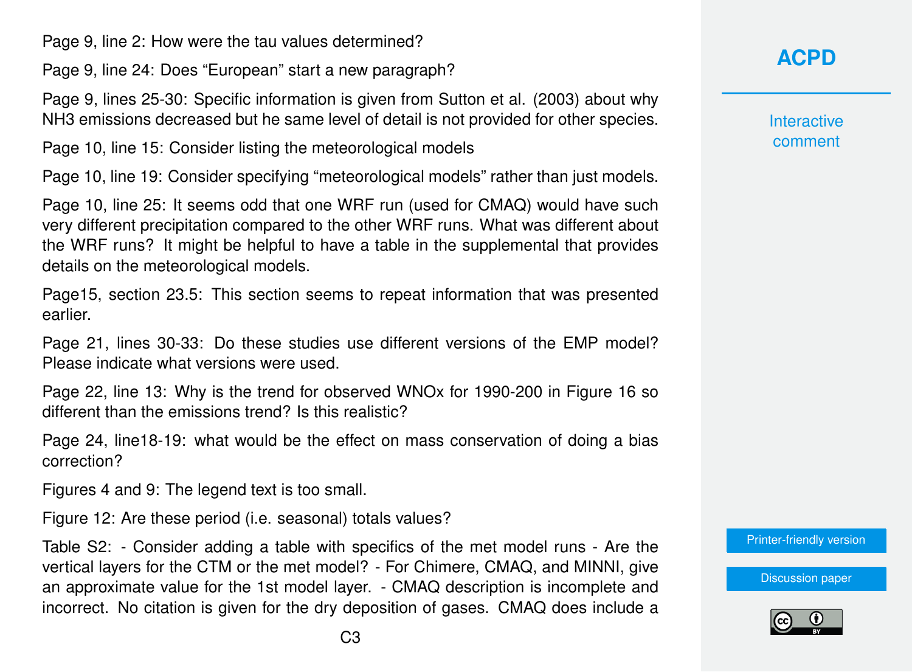Page 9, line 2: How were the tau values determined?

Page 9, line 24: Does "European" start a new paragraph?

Page 9, lines 25-30: Specific information is given from Sutton et al. (2003) about why NH3 emissions decreased but he same level of detail is not provided for other species.

Page 10, line 15: Consider listing the meteorological models

Page 10, line 19: Consider specifying "meteorological models" rather than just models.

Page 10, line 25: It seems odd that one WRF run (used for CMAQ) would have such very different precipitation compared to the other WRF runs. What was different about the WRF runs? It might be helpful to have a table in the supplemental that provides details on the meteorological models.

Page15, section 23.5: This section seems to repeat information that was presented earlier.

Page 21, lines 30-33: Do these studies use different versions of the EMP model? Please indicate what versions were used.

Page 22, line 13: Why is the trend for observed WNOx for 1990-200 in Figure 16 so different than the emissions trend? Is this realistic?

Page 24, line18-19: what would be the effect on mass conservation of doing a bias correction?

Figures 4 and 9: The legend text is too small.

Figure 12: Are these period (i.e. seasonal) totals values?

Table S2: - Consider adding a table with specifics of the met model runs - Are the vertical layers for the CTM or the met model? - For Chimere, CMAQ, and MINNI, give an approximate value for the 1st model layer. - CMAQ description is incomplete and incorrect. No citation is given for the dry deposition of gases. CMAQ does include a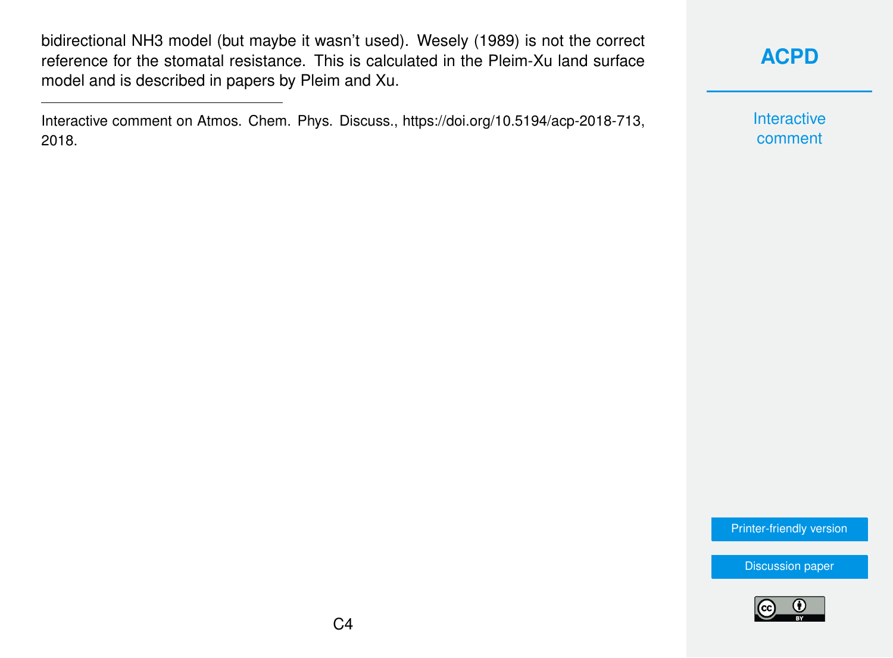bidirectional $NH_3$ model (but maybe it wasn't used). Wesely (1989) is not the correct reference for the stomatal resistance. This is calculated in the Pleim-Xu land surface model and is described in papers by Pleim and Xu.

---

Interactive comment on Atmos. Chem. Phys. Discuss., https://doi.org/10.5194/acp-2018-713, 2018.